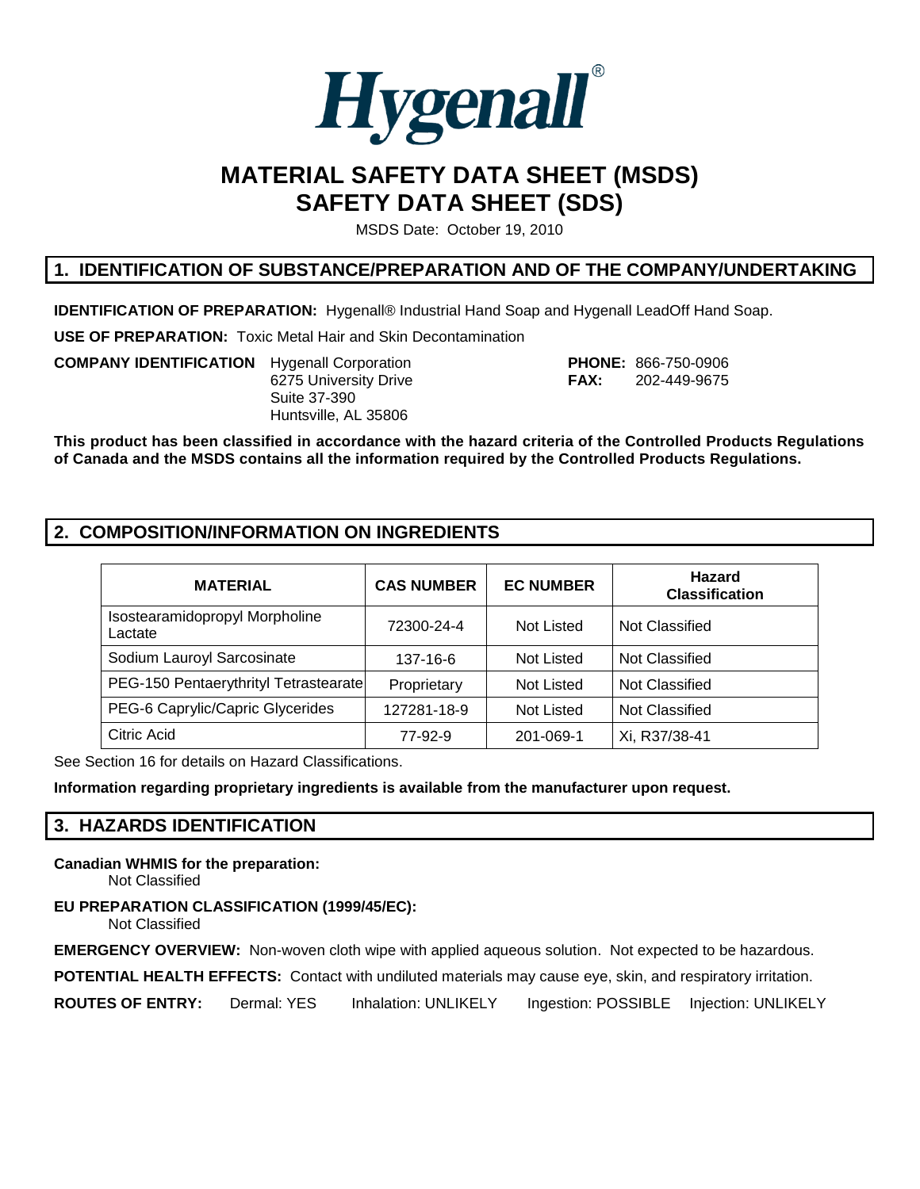Hygenall®

# MATERIAL SAFETY DATA SHEET (MSDS)
# SAFETY DATA SHEET (SDS)

MSDS Date: October 19, 2010

## 1. IDENTIFICATION OF SUBSTANCE/PREPARATION AND OF THE COMPANY/UNDERTAKING

**IDENTIFICATION OF PREPARATION:** Hygenall® Industrial Hand Soap and Hygenall LeadOff Hand Soap.

**USE OF PREPARATION:** Toxic Metal Hair and Skin Decontamination

**COMPANY IDENTIFICATION** Hygenall Corporation
6275 University Drive
Suite 37-390
Huntsville, AL 35806

**PHONE:** 866-750-0906
**FAX:** 202-449-9675

**This product has been classified in accordance with the hazard criteria of the Controlled Products Regulations of Canada and the MSDS contains all the information required by the Controlled Products Regulations.**

## 2. COMPOSITION/INFORMATION ON INGREDIENTS

| MATERIAL | CAS NUMBER | EC NUMBER | Hazard Classification |
|---|---|---|---|
| Isostearamidopropyl Morpholine Lactate | 72300-24-4 | Not Listed | Not Classified |
| Sodium Lauroyl Sarcosinate | 137-16-6 | Not Listed | Not Classified |
| PEG-150 Pentaerythrityl Tetrastearate | Proprietary | Not Listed | Not Classified |
| PEG-6 Caprylic/Capric Glycerides | 127281-18-9 | Not Listed | Not Classified |
| Citric Acid | 77-92-9 | 201-069-1 | Xi, R37/38-41 |

See Section 16 for details on Hazard Classifications.

**Information regarding proprietary ingredients is available from the manufacturer upon request.**

## 3. HAZARDS IDENTIFICATION

**Canadian WHMIS for the preparation:**
Not Classified

**EU PREPARATION CLASSIFICATION (1999/45/EC):**
Not Classified

**EMERGENCY OVERVIEW:** Non-woven cloth wipe with applied aqueous solution. Not expected to be hazardous.

**POTENTIAL HEALTH EFFECTS:** Contact with undiluted materials may cause eye, skin, and respiratory irritation.

**ROUTES OF ENTRY:** Dermal: YES Inhalation: UNLIKELY Ingestion: POSSIBLE Injection: UNLIKELY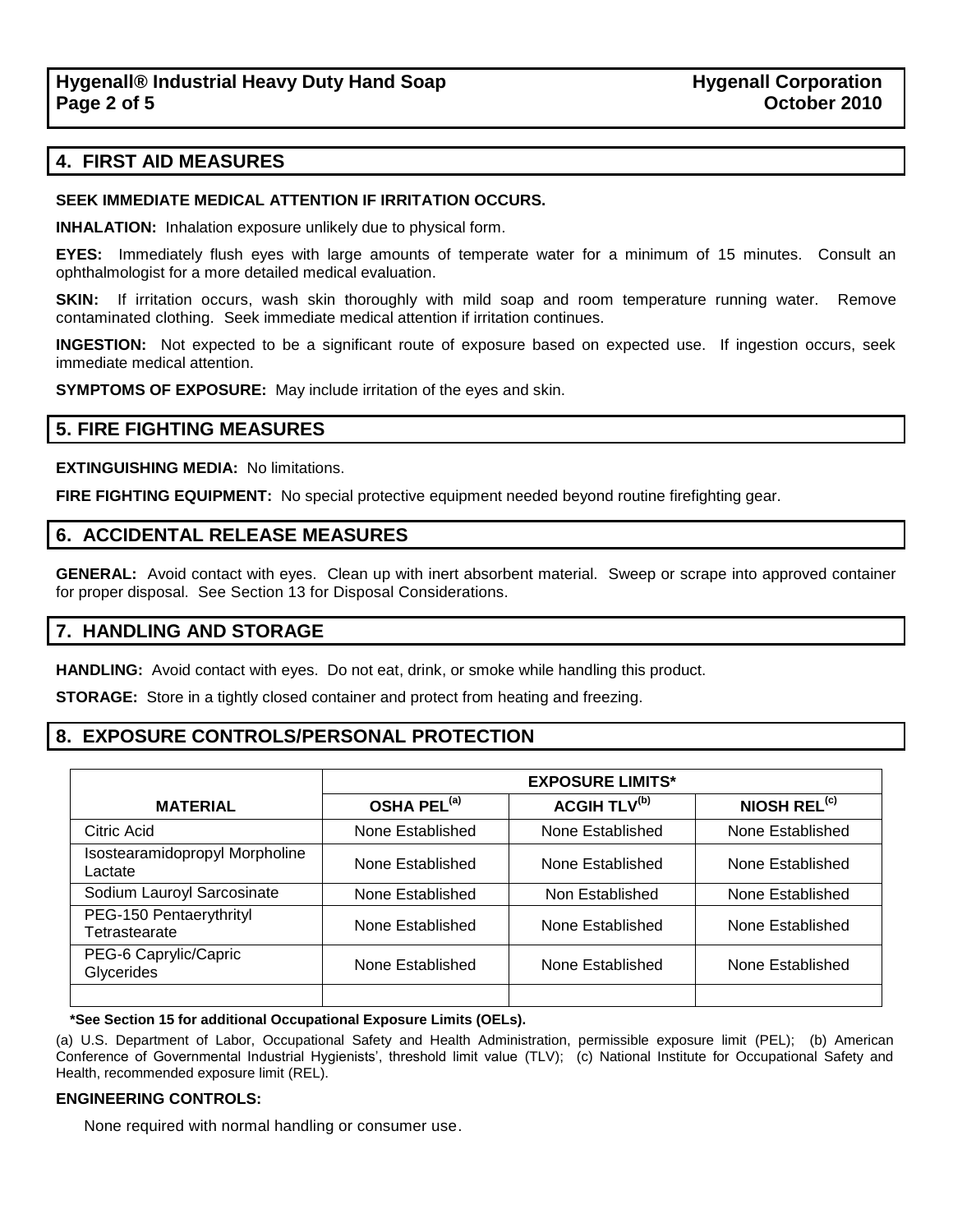## 4. FIRST AID MEASURES

**SEEK IMMEDIATE MEDICAL ATTENTION IF IRRITATION OCCURS.**

**INHALATION:** Inhalation exposure unlikely due to physical form.

**EYES:** Immediately flush eyes with large amounts of temperate water for a minimum of 15 minutes. Consult an ophthalmologist for a more detailed medical evaluation.

**SKIN:** If irritation occurs, wash skin thoroughly with mild soap and room temperature running water. Remove contaminated clothing. Seek immediate medical attention if irritation continues.

**INGESTION:** Not expected to be a significant route of exposure based on expected use. If ingestion occurs, seek immediate medical attention.

**SYMPTOMS OF EXPOSURE:** May include irritation of the eyes and skin.

## 5. FIRE FIGHTING MEASURES

**EXTINGUISHING MEDIA:** No limitations.

**FIRE FIGHTING EQUIPMENT:** No special protective equipment needed beyond routine firefighting gear.

## 6. ACCIDENTAL RELEASE MEASURES

**GENERAL:** Avoid contact with eyes. Clean up with inert absorbent material. Sweep or scrape into approved container for proper disposal. See Section 13 for Disposal Considerations.

## 7. HANDLING AND STORAGE

**HANDLING:** Avoid contact with eyes. Do not eat, drink, or smoke while handling this product.

**STORAGE:** Store in a tightly closed container and protect from heating and freezing.

## 8. EXPOSURE CONTROLS/PERSONAL PROTECTION

| | EXPOSURE LIMITS* | | |
|---|---|---|---|
| **MATERIAL** | **OSHA PEL[(a)]** | **ACGIH TLV[(b)]** | **NIOSH REL[(c)]** |
| Citric Acid | None Established | None Established | None Established |
| Isostearamidopropyl Morpholine Lactate | None Established | None Established | None Established |
| Sodium Lauroyl Sarcosinate | None Established | Non Established | None Established |
| PEG-150 Pentaerythrityl Tetrastearate | None Established | None Established | None Established |
| PEG-6 Caprylic/Capric Glycerides | None Established | None Established | None Established |
| | | | |

**\*See Section 15 for additional Occupational Exposure Limits (OELs).**

(a) U.S. Department of Labor, Occupational Safety and Health Administration, permissible exposure limit (PEL); (b) American Conference of Governmental Industrial Hygienists', threshold limit value (TLV); (c) National Institute for Occupational Safety and Health, recommended exposure limit (REL).

**ENGINEERING CONTROLS:**

None required with normal handling or consumer use.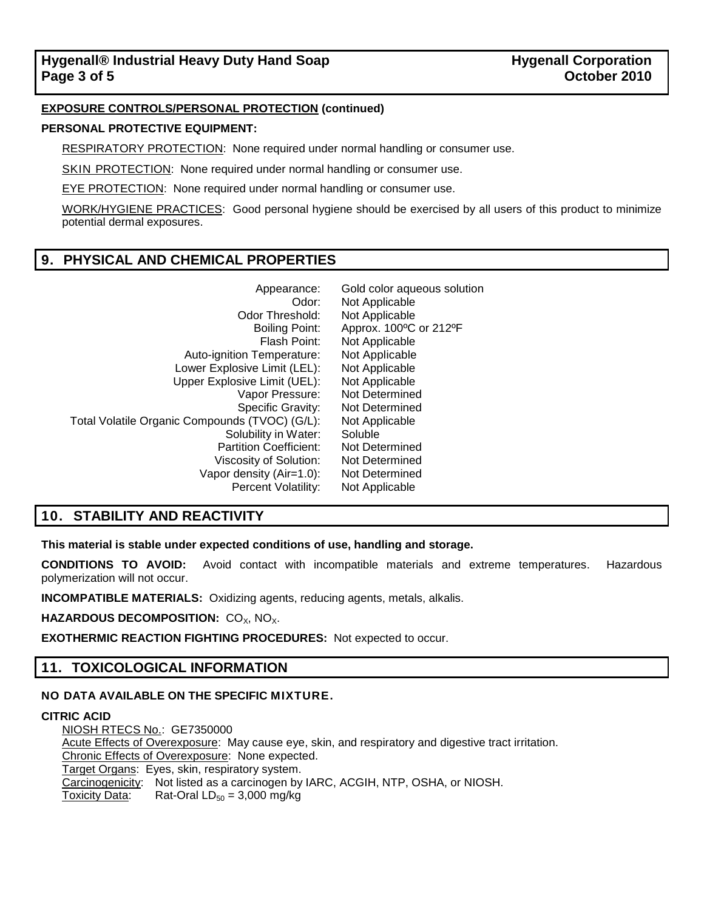**EXPOSURE CONTROLS/PERSONAL PROTECTION (continued)**

**PERSONAL PROTECTIVE EQUIPMENT:**

RESPIRATORY PROTECTION: None required under normal handling or consumer use.

SKIN PROTECTION: None required under normal handling or consumer use.

EYE PROTECTION: None required under normal handling or consumer use.

WORK/HYGIENE PRACTICES: Good personal hygiene should be exercised by all users of this product to minimize potential dermal exposures.

## 9. PHYSICAL AND CHEMICAL PROPERTIES

| Property | Value |
|---|---|
| Appearance: | Gold color aqueous solution |
| Odor: | Not Applicable |
| Odor Threshold: | Not Applicable |
| Boiling Point: | Approx. 100ºC or 212ºF |
| Flash Point: | Not Applicable |
| Auto-ignition Temperature: | Not Applicable |
| Lower Explosive Limit (LEL): | Not Applicable |
| Upper Explosive Limit (UEL): | Not Applicable |
| Vapor Pressure: | Not Determined |
| Specific Gravity: | Not Determined |
| Total Volatile Organic Compounds (TVOC) (G/L): | Not Applicable |
| Solubility in Water: | Soluble |
| Partition Coefficient: | Not Determined |
| Viscosity of Solution: | Not Determined |
| Vapor density (Air=1.0): | Not Determined |
| Percent Volatility: | Not Applicable |

## 10. STABILITY AND REACTIVITY

**This material is stable under expected conditions of use, handling and storage.**

**CONDITIONS TO AVOID:** Avoid contact with incompatible materials and extreme temperatures. Hazardous polymerization will not occur.

**INCOMPATIBLE MATERIALS:** Oxidizing agents, reducing agents, metals, alkalis.

**HAZARDOUS DECOMPOSITION:** $CO_X$, $NO_X$.

**EXOTHERMIC REACTION FIGHTING PROCEDURES:** Not expected to occur.

## 11. TOXICOLOGICAL INFORMATION

**NO DATA AVAILABLE ON THE SPECIFIC MIXTURE.**

**CITRIC ACID**

NIOSH RTECS No.: GE7350000
Acute Effects of Overexposure: May cause eye, skin, and respiratory and digestive tract irritation.
Chronic Effects of Overexposure: None expected.
Target Organs: Eyes, skin, respiratory system.
Carcinogenicity: Not listed as a carcinogen by IARC, ACGIH, NTP, OSHA, or NIOSH.
Toxicity Data: Rat-Oral $LD_{50}$ = 3,000 mg/kg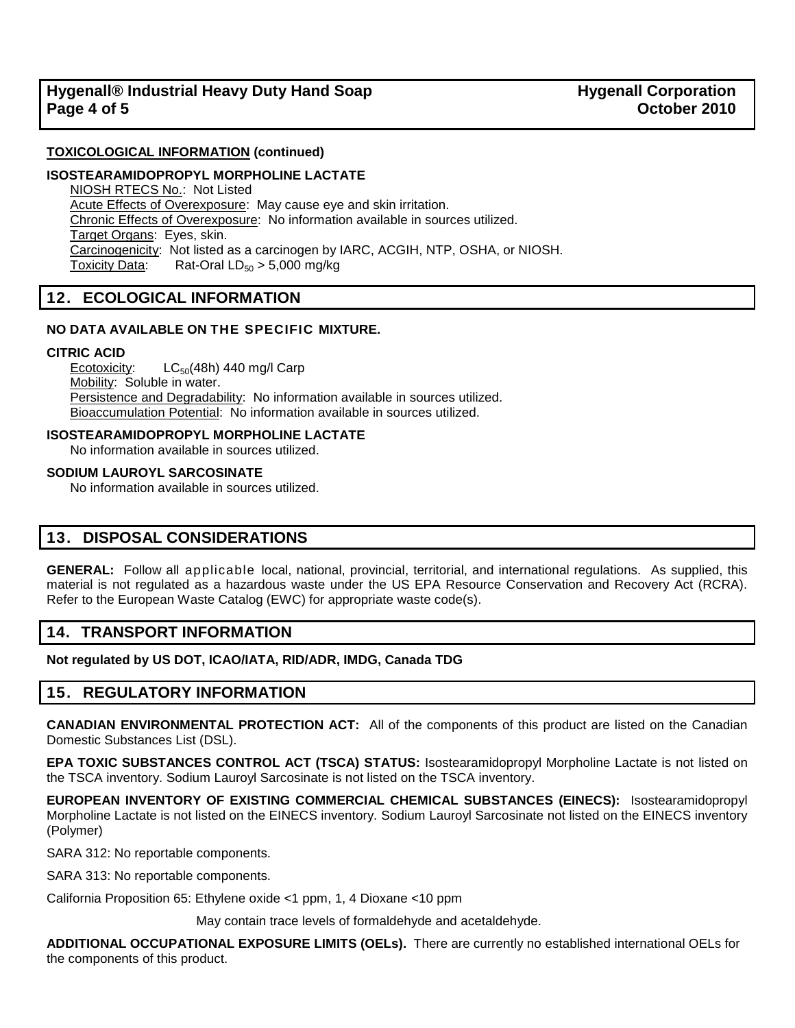**TOXICOLOGICAL INFORMATION (continued)**

**ISOSTEARAMIDOPROPYL MORPHOLINE LACTATE**

NIOSH RTECS No.: Not Listed
Acute Effects of Overexposure: May cause eye and skin irritation.
Chronic Effects of Overexposure: No information available in sources utilized.
Target Organs: Eyes, skin.
Carcinogenicity: Not listed as a carcinogen by IARC, ACGIH, NTP, OSHA, or NIOSH.
Toxicity Data: Rat-Oral $LD_{50}$ > 5,000 mg/kg

## 12. ECOLOGICAL INFORMATION

**NO DATA AVAILABLE ON THE SPECIFIC MIXTURE.**

**CITRIC ACID**

Ecotoxicity: $LC_{50}$(48h) 440 mg/l Carp
Mobility: Soluble in water.
Persistence and Degradability: No information available in sources utilized.
Bioaccumulation Potential: No information available in sources utilized.

**ISOSTEARAMIDOPROPYL MORPHOLINE LACTATE**

No information available in sources utilized.

**SODIUM LAUROYL SARCOSINATE**

No information available in sources utilized.

## 13. DISPOSAL CONSIDERATIONS

**GENERAL:** Follow all applicable local, national, provincial, territorial, and international regulations. As supplied, this material is not regulated as a hazardous waste under the US EPA Resource Conservation and Recovery Act (RCRA). Refer to the European Waste Catalog (EWC) for appropriate waste code(s).

## 14. TRANSPORT INFORMATION

**Not regulated by US DOT, ICAO/IATA, RID/ADR, IMDG, Canada TDG**

## 15. REGULATORY INFORMATION

**CANADIAN ENVIRONMENTAL PROTECTION ACT:** All of the components of this product are listed on the Canadian Domestic Substances List (DSL).

**EPA TOXIC SUBSTANCES CONTROL ACT (TSCA) STATUS:** Isostearamidopropyl Morpholine Lactate is not listed on the TSCA inventory. Sodium Lauroyl Sarcosinate is not listed on the TSCA inventory.

**EUROPEAN INVENTORY OF EXISTING COMMERCIAL CHEMICAL SUBSTANCES (EINECS):** Isostearamidopropyl Morpholine Lactate is not listed on the EINECS inventory. Sodium Lauroyl Sarcosinate not listed on the EINECS inventory (Polymer)

SARA 312: No reportable components.

SARA 313: No reportable components.

California Proposition 65: Ethylene oxide <1 ppm, 1, 4 Dioxane <10 ppm

May contain trace levels of formaldehyde and acetaldehyde.

**ADDITIONAL OCCUPATIONAL EXPOSURE LIMITS (OELs).** There are currently no established international OELs for the components of this product.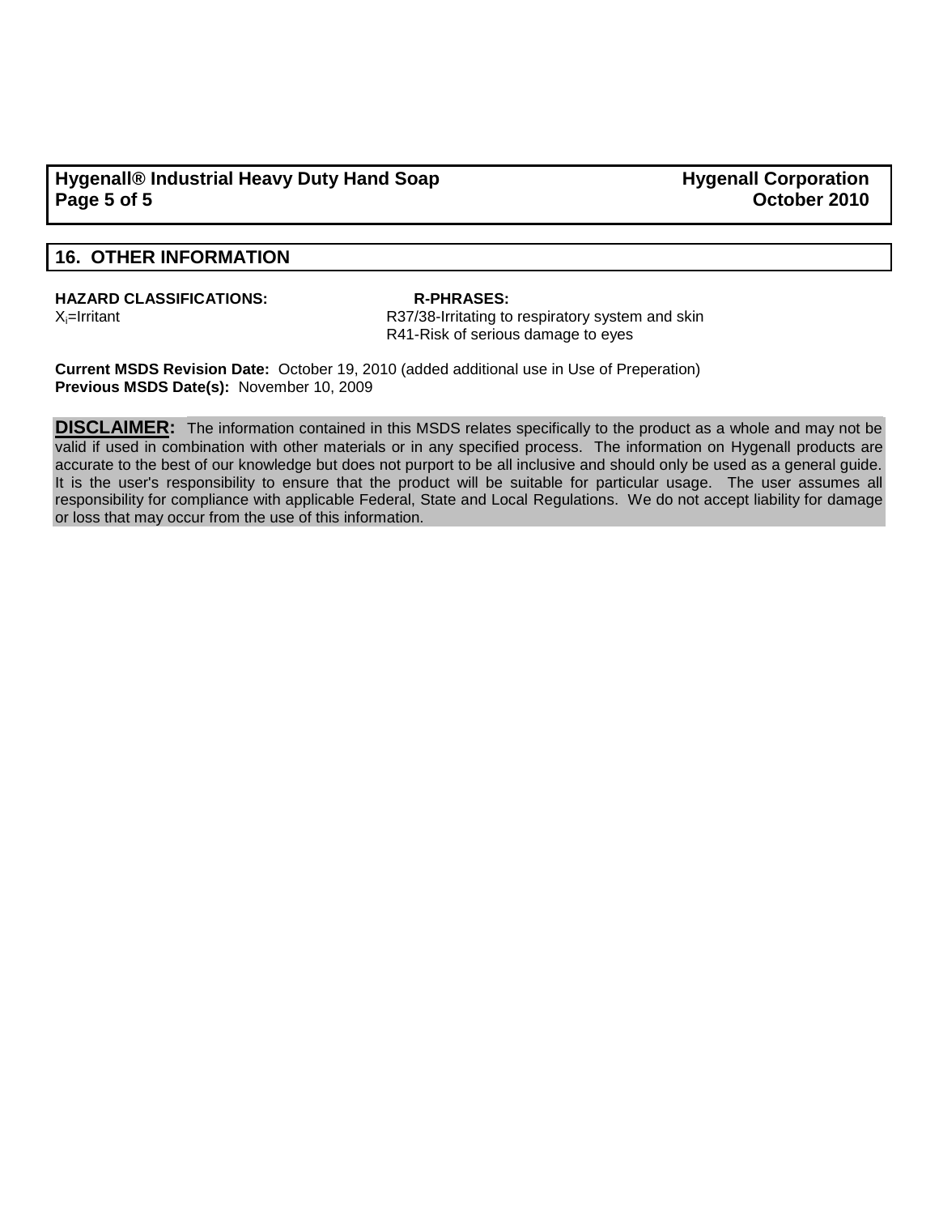## 16. OTHER INFORMATION

| HAZARD CLASSIFICATIONS: | R-PHRASES: |
| --- | --- |
| $X_i$=Irritant | R37/38-Irritating to respiratory system and skin |
| | R41-Risk of serious damage to eyes |

**Current MSDS Revision Date:** October 19, 2010 (added additional use in Use of Preperation)
**Previous MSDS Date(s):** November 10, 2009

**DISCLAIMER:** The information contained in this MSDS relates specifically to the product as a whole and may not be valid if used in combination with other materials or in any specified process. The information on Hygenall products are accurate to the best of our knowledge but does not purport to be all inclusive and should only be used as a general guide. It is the user's responsibility to ensure that the product will be suitable for particular usage. The user assumes all responsibility for compliance with applicable Federal, State and Local Regulations. We do not accept liability for damage or loss that may occur from the use of this information.